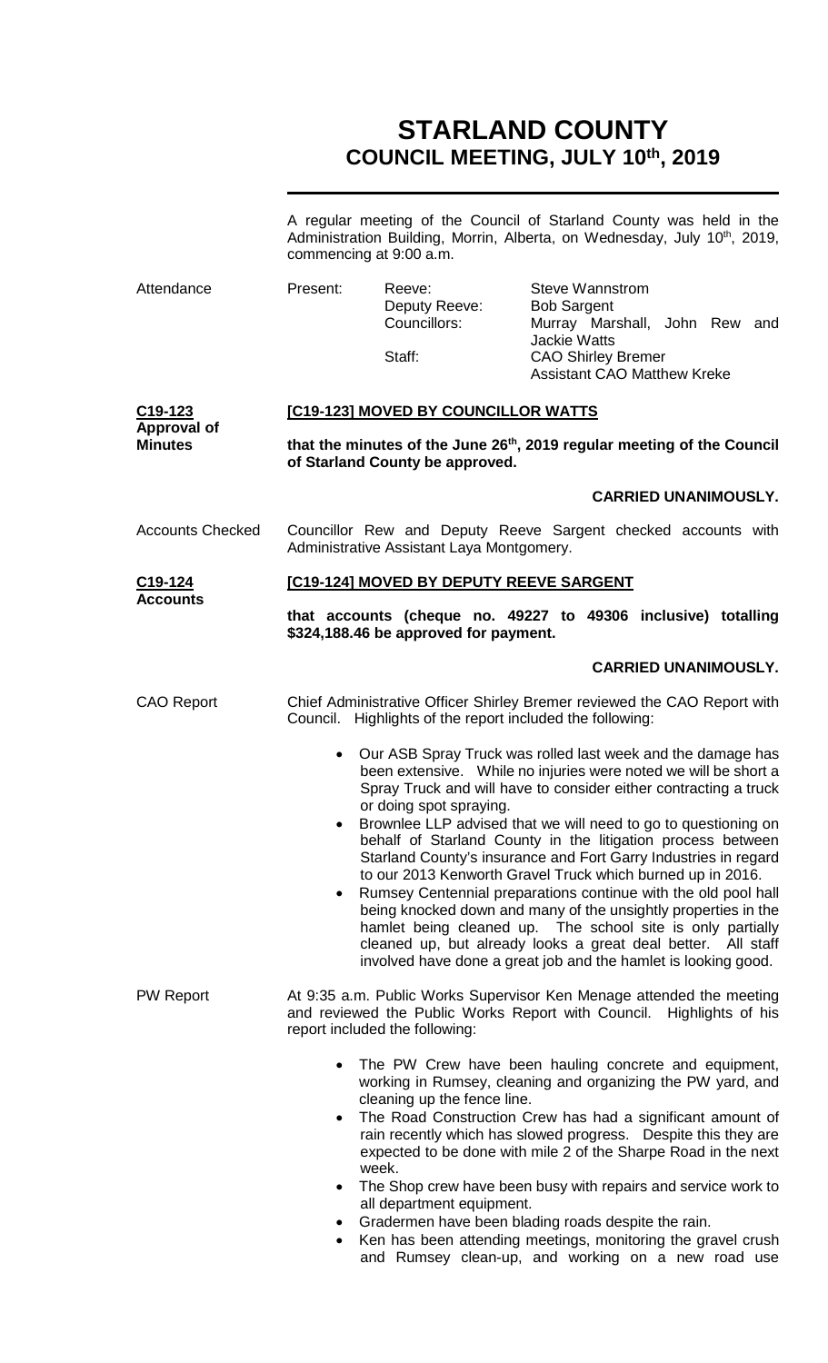# STARLAND COUNTY
## COUNCIL MEETING, JULY 10th, 2019

A regular meeting of the Council of Starland County was held in the Administration Building, Morrin, Alberta, on Wednesday, July 10th, 2019, commencing at 9:00 a.m.

| Attendance | Present: | Reeve: | Steve Wannstrom |
|---|---|---|---|
| | | Deputy Reeve: | Bob Sargent |
| | | Councillors: | Murray Marshall, John Rew and Jackie Watts |
| | | Staff: | CAO Shirley Bremer |
| | | | Assistant CAO Matthew Kreke |

**C19-123**
**Approval of Minutes**

**[C19-123] MOVED BY COUNCILLOR WATTS**

**that the minutes of the June 26th, 2019 regular meeting of the Council of Starland County be approved.**

**CARRIED UNANIMOUSLY.**

Accounts Checked

Councillor Rew and Deputy Reeve Sargent checked accounts with Administrative Assistant Laya Montgomery.

**C19-124**
**Accounts**

**[C19-124] MOVED BY DEPUTY REEVE SARGENT**

**that accounts (cheque no. 49227 to 49306 inclusive) totalling $324,188.46 be approved for payment.**

**CARRIED UNANIMOUSLY.**

CAO Report

Chief Administrative Officer Shirley Bremer reviewed the CAO Report with Council. Highlights of the report included the following:

- Our ASB Spray Truck was rolled last week and the damage has been extensive. While no injuries were noted we will be short a Spray Truck and will have to consider either contracting a truck or doing spot spraying.
- Brownlee LLP advised that we will need to go to questioning on behalf of Starland County in the litigation process between Starland County's insurance and Fort Garry Industries in regard to our 2013 Kenworth Gravel Truck which burned up in 2016.
- Rumsey Centennial preparations continue with the old pool hall being knocked down and many of the unsightly properties in the hamlet being cleaned up. The school site is only partially cleaned up, but already looks a great deal better. All staff involved have done a great job and the hamlet is looking good.

PW Report

At 9:35 a.m. Public Works Supervisor Ken Menage attended the meeting and reviewed the Public Works Report with Council. Highlights of his report included the following:

- The PW Crew have been hauling concrete and equipment, working in Rumsey, cleaning and organizing the PW yard, and cleaning up the fence line.
- The Road Construction Crew has had a significant amount of rain recently which has slowed progress. Despite this they are expected to be done with mile 2 of the Sharpe Road in the next week.
- The Shop crew have been busy with repairs and service work to all department equipment.
- Gradermen have been blading roads despite the rain.
- Ken has been attending meetings, monitoring the gravel crush and Rumsey clean-up, and working on a new road use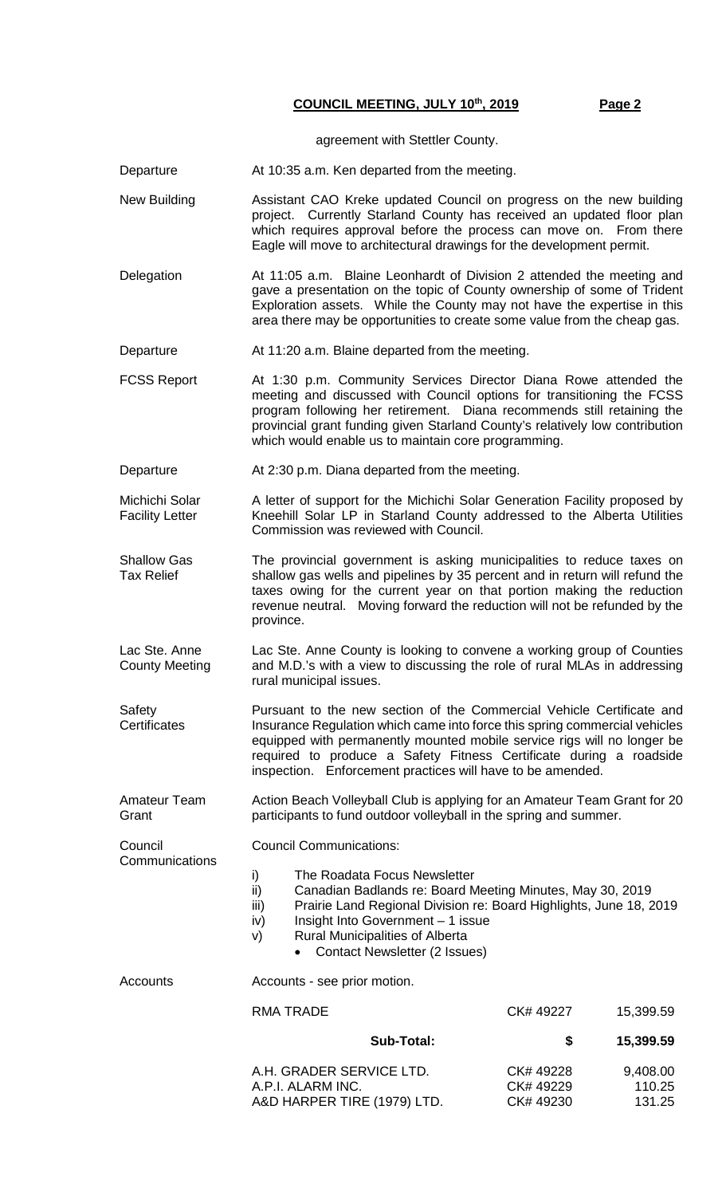agreement with Stettler County.

**Departure** — At 10:35 a.m. Ken departed from the meeting.

**New Building** — Assistant CAO Kreke updated Council on progress on the new building project. Currently Starland County has received an updated floor plan which requires approval before the process can move on. From there Eagle will move to architectural drawings for the development permit.

**Delegation** — At 11:05 a.m. Blaine Leonhardt of Division 2 attended the meeting and gave a presentation on the topic of County ownership of some of Trident Exploration assets. While the County may not have the expertise in this area there may be opportunities to create some value from the cheap gas.

**Departure** — At 11:20 a.m. Blaine departed from the meeting.

**FCSS Report** — At 1:30 p.m. Community Services Director Diana Rowe attended the meeting and discussed with Council options for transitioning the FCSS program following her retirement. Diana recommends still retaining the provincial grant funding given Starland County's relatively low contribution which would enable us to maintain core programming.

**Departure** — At 2:30 p.m. Diana departed from the meeting.

**Michichi Solar Facility Letter** — A letter of support for the Michichi Solar Generation Facility proposed by Kneehill Solar LP in Starland County addressed to the Alberta Utilities Commission was reviewed with Council.

**Shallow Gas Tax Relief** — The provincial government is asking municipalities to reduce taxes on shallow gas wells and pipelines by 35 percent and in return will refund the taxes owing for the current year on that portion making the reduction revenue neutral. Moving forward the reduction will not be refunded by the province.

**Lac Ste. Anne County Meeting** — Lac Ste. Anne County is looking to convene a working group of Counties and M.D.'s with a view to discussing the role of rural MLAs in addressing rural municipal issues.

**Safety Certificates** — Pursuant to the new section of the Commercial Vehicle Certificate and Insurance Regulation which came into force this spring commercial vehicles equipped with permanently mounted mobile service rigs will no longer be required to produce a Safety Fitness Certificate during a roadside inspection. Enforcement practices will have to be amended.

**Amateur Team Grant** — Action Beach Volleyball Club is applying for an Amateur Team Grant for 20 participants to fund outdoor volleyball in the spring and summer.

**Council Communications** — Council Communications:

i) The Roadata Focus Newsletter
ii) Canadian Badlands re: Board Meeting Minutes, May 30, 2019
iii) Prairie Land Regional Division re: Board Highlights, June 18, 2019
iv) Insight Into Government – 1 issue
v) Rural Municipalities of Alberta
   - Contact Newsletter (2 Issues)

**Accounts** — Accounts - see prior motion.

| | | |
|---|---|---|
| RMA TRADE | CK# 49227 | 15,399.59 |
| **Sub-Total:** | **$** | **15,399.59** |
| A.H. GRADER SERVICE LTD. | CK# 49228 | 9,408.00 |
| A.P.I. ALARM INC. | CK# 49229 | 110.25 |
| A&D HARPER TIRE (1979) LTD. | CK# 49230 | 131.25 |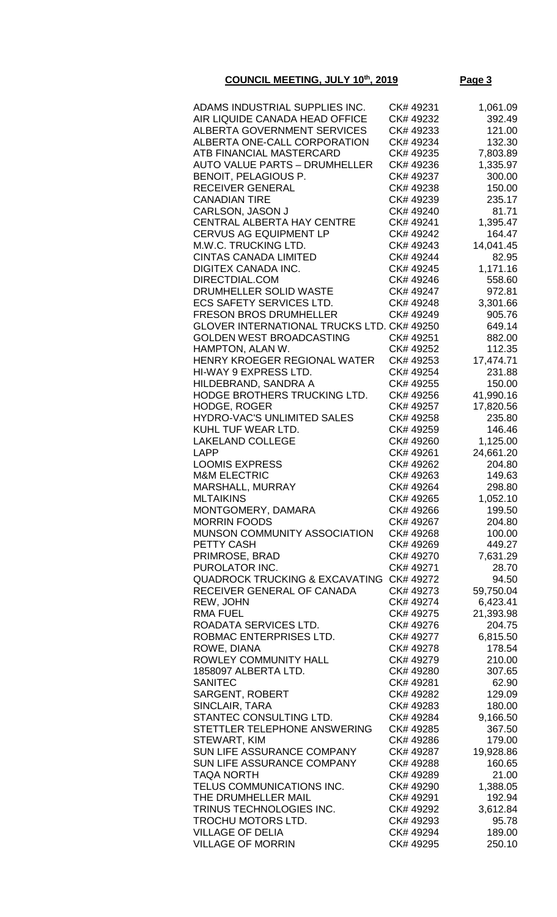**COUNCIL MEETING, JULY 10th, 2019**

| | | |
|---|---|---|
| ADAMS INDUSTRIAL SUPPLIES INC. | CK# 49231 | 1,061.09 |
| AIR LIQUIDE CANADA HEAD OFFICE | CK# 49232 | 392.49 |
| ALBERTA GOVERNMENT SERVICES | CK# 49233 | 121.00 |
| ALBERTA ONE-CALL CORPORATION | CK# 49234 | 132.30 |
| ATB FINANCIAL MASTERCARD | CK# 49235 | 7,803.89 |
| AUTO VALUE PARTS – DRUMHELLER | CK# 49236 | 1,335.97 |
| BENOIT, PELAGIOUS P. | CK# 49237 | 300.00 |
| RECEIVER GENERAL | CK# 49238 | 150.00 |
| CANADIAN TIRE | CK# 49239 | 235.17 |
| CARLSON, JASON J | CK# 49240 | 81.71 |
| CENTRAL ALBERTA HAY CENTRE | CK# 49241 | 1,395.47 |
| CERVUS AG EQUIPMENT LP | CK# 49242 | 164.47 |
| M.W.C. TRUCKING LTD. | CK# 49243 | 14,041.45 |
| CINTAS CANADA LIMITED | CK# 49244 | 82.95 |
| DIGITEX CANADA INC. | CK# 49245 | 1,171.16 |
| DIRECTDIAL.COM | CK# 49246 | 558.60 |
| DRUMHELLER SOLID WASTE | CK# 49247 | 972.81 |
| ECS SAFETY SERVICES LTD. | CK# 49248 | 3,301.66 |
| FRESON BROS DRUMHELLER | CK# 49249 | 905.76 |
| GLOVER INTERNATIONAL TRUCKS LTD. | CK# 49250 | 649.14 |
| GOLDEN WEST BROADCASTING | CK# 49251 | 882.00 |
| HAMPTON, ALAN W. | CK# 49252 | 112.35 |
| HENRY KROEGER REGIONAL WATER | CK# 49253 | 17,474.71 |
| HI-WAY 9 EXPRESS LTD. | CK# 49254 | 231.88 |
| HILDEBRAND, SANDRA A | CK# 49255 | 150.00 |
| HODGE BROTHERS TRUCKING LTD. | CK# 49256 | 41,990.16 |
| HODGE, ROGER | CK# 49257 | 17,820.56 |
| HYDRO-VAC'S UNLIMITED SALES | CK# 49258 | 235.80 |
| KUHL TUF WEAR LTD. | CK# 49259 | 146.46 |
| LAKELAND COLLEGE | CK# 49260 | 1,125.00 |
| LAPP | CK# 49261 | 24,661.20 |
| LOOMIS EXPRESS | CK# 49262 | 204.80 |
| M&M ELECTRIC | CK# 49263 | 149.63 |
| MARSHALL, MURRAY | CK# 49264 | 298.80 |
| MLTAIKINS | CK# 49265 | 1,052.10 |
| MONTGOMERY, DAMARA | CK# 49266 | 199.50 |
| MORRIN FOODS | CK# 49267 | 204.80 |
| MUNSON COMMUNITY ASSOCIATION | CK# 49268 | 100.00 |
| PETTY CASH | CK# 49269 | 449.27 |
| PRIMROSE, BRAD | CK# 49270 | 7,631.29 |
| PUROLATOR INC. | CK# 49271 | 28.70 |
| QUADROCK TRUCKING & EXCAVATING | CK# 49272 | 94.50 |
| RECEIVER GENERAL OF CANADA | CK# 49273 | 59,750.04 |
| REW, JOHN | CK# 49274 | 6,423.41 |
| RMA FUEL | CK# 49275 | 21,393.98 |
| ROADATA SERVICES LTD. | CK# 49276 | 204.75 |
| ROBMAC ENTERPRISES LTD. | CK# 49277 | 6,815.50 |
| ROWE, DIANA | CK# 49278 | 178.54 |
| ROWLEY COMMUNITY HALL | CK# 49279 | 210.00 |
| 1858097 ALBERTA LTD. | CK# 49280 | 307.65 |
| SANITEC | CK# 49281 | 62.90 |
| SARGENT, ROBERT | CK# 49282 | 129.09 |
| SINCLAIR, TARA | CK# 49283 | 180.00 |
| STANTEC CONSULTING LTD. | CK# 49284 | 9,166.50 |
| STETTLER TELEPHONE ANSWERING | CK# 49285 | 367.50 |
| STEWART, KIM | CK# 49286 | 179.00 |
| SUN LIFE ASSURANCE COMPANY | CK# 49287 | 19,928.86 |
| SUN LIFE ASSURANCE COMPANY | CK# 49288 | 160.65 |
| TAQA NORTH | CK# 49289 | 21.00 |
| TELUS COMMUNICATIONS INC. | CK# 49290 | 1,388.05 |
| THE DRUMHELLER MAIL | CK# 49291 | 192.94 |
| TRINUS TECHNOLOGIES INC. | CK# 49292 | 3,612.84 |
| TROCHU MOTORS LTD. | CK# 49293 | 95.78 |
| VILLAGE OF DELIA | CK# 49294 | 189.00 |
| VILLAGE OF MORRIN | CK# 49295 | 250.10 |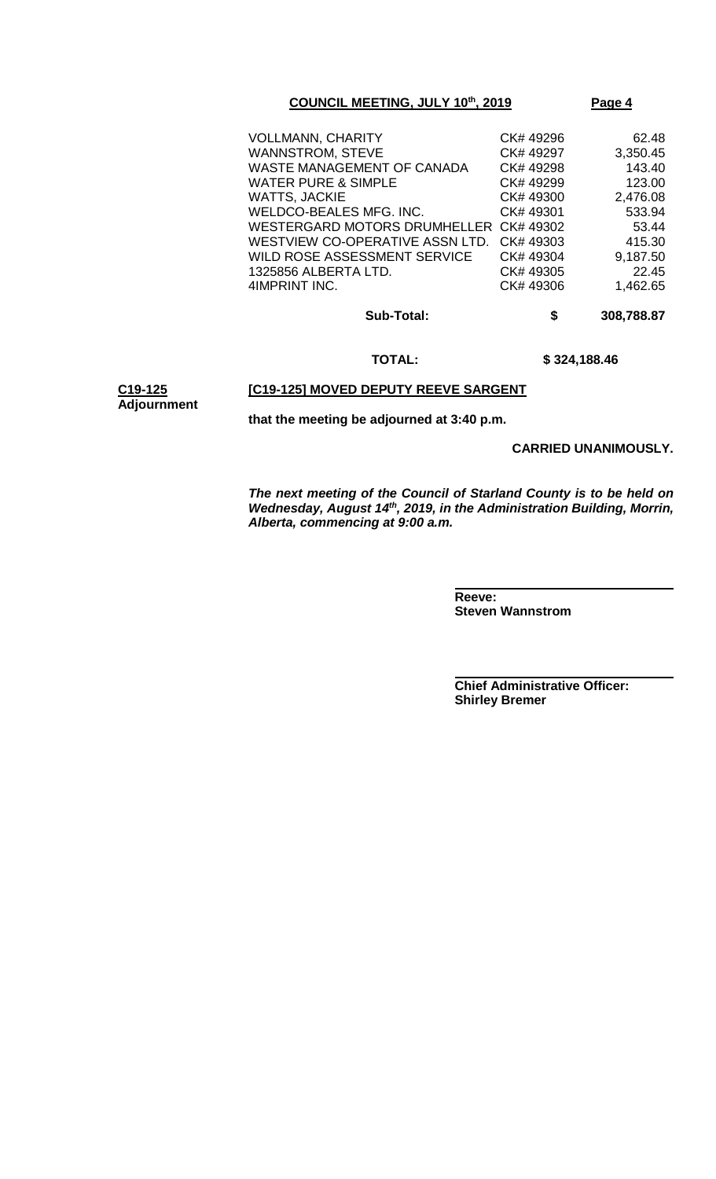| | | |
|---|---|---|
| VOLLMANN, CHARITY | CK# 49296 | 62.48 |
| WANNSTROM, STEVE | CK# 49297 | 3,350.45 |
| WASTE MANAGEMENT OF CANADA | CK# 49298 | 143.40 |
| WATER PURE & SIMPLE | CK# 49299 | 123.00 |
| WATTS, JACKIE | CK# 49300 | 2,476.08 |
| WELDCO-BEALES MFG. INC. | CK# 49301 | 533.94 |
| WESTERGARD MOTORS DRUMHELLER | CK# 49302 | 53.44 |
| WESTVIEW CO-OPERATIVE ASSN LTD. | CK# 49303 | 415.30 |
| WILD ROSE ASSESSMENT SERVICE | CK# 49304 | 9,187.50 |
| 1325856 ALBERTA LTD. | CK# 49305 | 22.45 |
| 4IMPRINT INC. | CK# 49306 | 1,462.65 |
| **Sub-Total:** | **$** | **308,788.87** |

**TOTAL: $ 324,188.46**

**C19-125**
**Adjournment**

**[C19-125] MOVED DEPUTY REEVE SARGENT**

**that the meeting be adjourned at 3:40 p.m.**

**CARRIED UNANIMOUSLY.**

***The next meeting of the Council of Starland County is to be held on Wednesday, August 14th, 2019, in the Administration Building, Morrin, Alberta, commencing at 9:00 a.m.***

**Reeve:**
**Steven Wannstrom**

**Chief Administrative Officer:**
**Shirley Bremer**